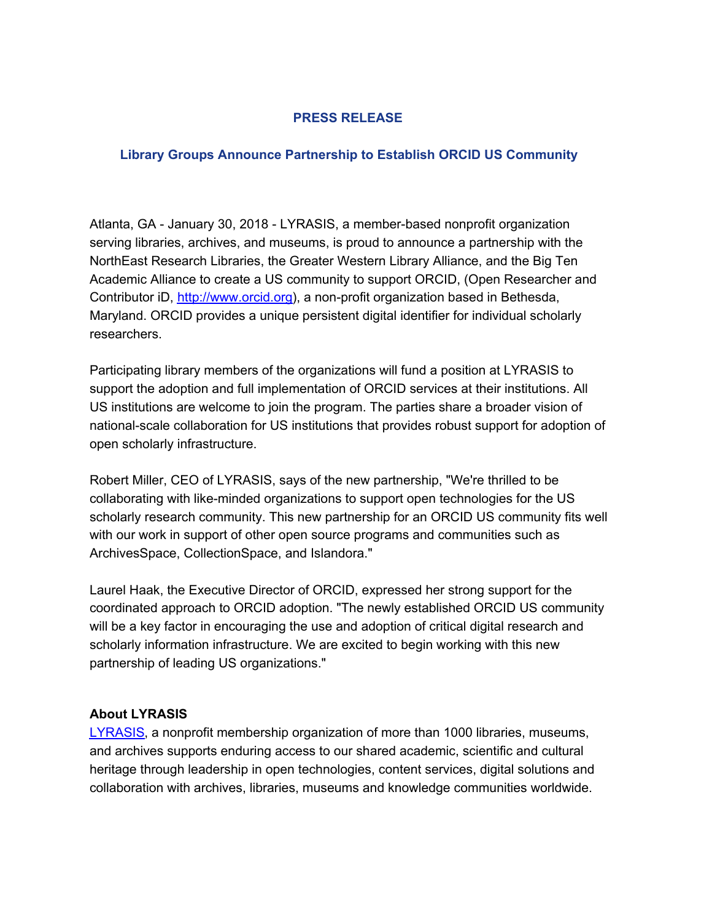**PRESS RELEASE**

# Library Groups Announce Partnership to Establish ORCID US Community

Atlanta, GA - January 30, 2018 - LYRASIS, a member-based nonprofit organization serving libraries, archives, and museums, is proud to announce a partnership with the NorthEast Research Libraries, the Greater Western Library Alliance, and the Big Ten Academic Alliance to create a US community to support ORCID, (Open Researcher and Contributor iD, [http://www.orcid.org](http://www.orcid.org)), a non-profit organization based in Bethesda, Maryland. ORCID provides a unique persistent digital identifier for individual scholarly researchers.

Participating library members of the organizations will fund a position at LYRASIS to support the adoption and full implementation of ORCID services at their institutions. All US institutions are welcome to join the program. The parties share a broader vision of national-scale collaboration for US institutions that provides robust support for adoption of open scholarly infrastructure.

Robert Miller, CEO of LYRASIS, says of the new partnership, "We're thrilled to be collaborating with like-minded organizations to support open technologies for the US scholarly research community. This new partnership for an ORCID US community fits well with our work in support of other open source programs and communities such as ArchivesSpace, CollectionSpace, and Islandora."

Laurel Haak, the Executive Director of ORCID, expressed her strong support for the coordinated approach to ORCID adoption. "The newly established ORCID US community will be a key factor in encouraging the use and adoption of critical digital research and scholarly information infrastructure. We are excited to begin working with this new partnership of leading US organizations."

## About LYRASIS

[LYRASIS](LYRASIS), a nonprofit membership organization of more than 1000 libraries, museums, and archives supports enduring access to our shared academic, scientific and cultural heritage through leadership in open technologies, content services, digital solutions and collaboration with archives, libraries, museums and knowledge communities worldwide.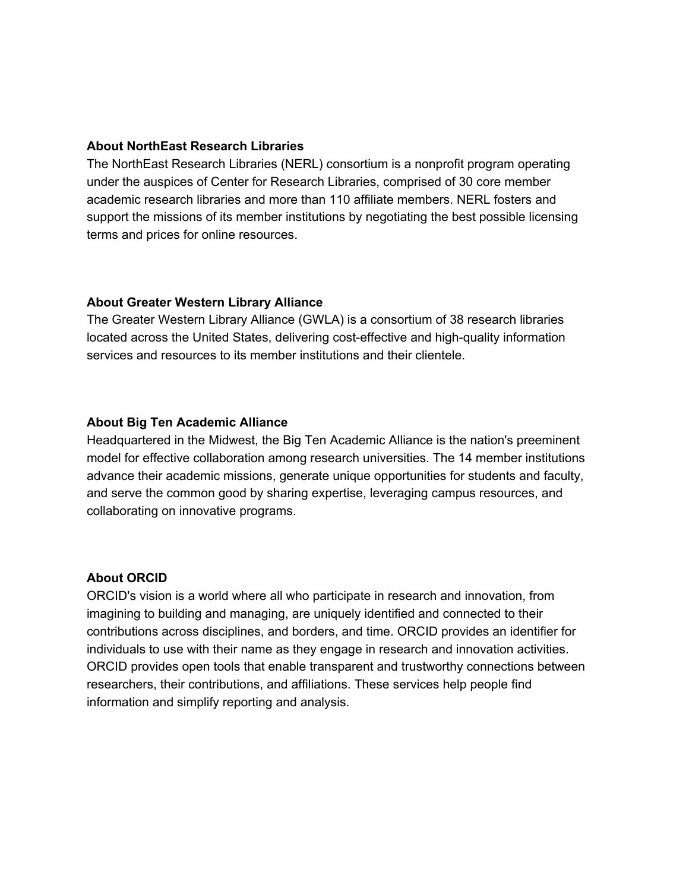**About NorthEast Research Libraries**

The NorthEast Research Libraries (NERL) consortium is a nonprofit program operating under the auspices of Center for Research Libraries, comprised of 30 core member academic research libraries and more than 110 affiliate members. NERL fosters and support the missions of its member institutions by negotiating the best possible licensing terms and prices for online resources.

**About Greater Western Library Alliance**

The Greater Western Library Alliance (GWLA) is a consortium of 38 research libraries located across the United States, delivering cost-effective and high-quality information services and resources to its member institutions and their clientele.

**About Big Ten Academic Alliance**

Headquartered in the Midwest, the Big Ten Academic Alliance is the nation's preeminent model for effective collaboration among research universities. The 14 member institutions advance their academic missions, generate unique opportunities for students and faculty, and serve the common good by sharing expertise, leveraging campus resources, and collaborating on innovative programs.

**About ORCID**

ORCID's vision is a world where all who participate in research and innovation, from imagining to building and managing, are uniquely identified and connected to their contributions across disciplines, and borders, and time. ORCID provides an identifier for individuals to use with their name as they engage in research and innovation activities. ORCID provides open tools that enable transparent and trustworthy connections between researchers, their contributions, and affiliations. These services help people find information and simplify reporting and analysis.